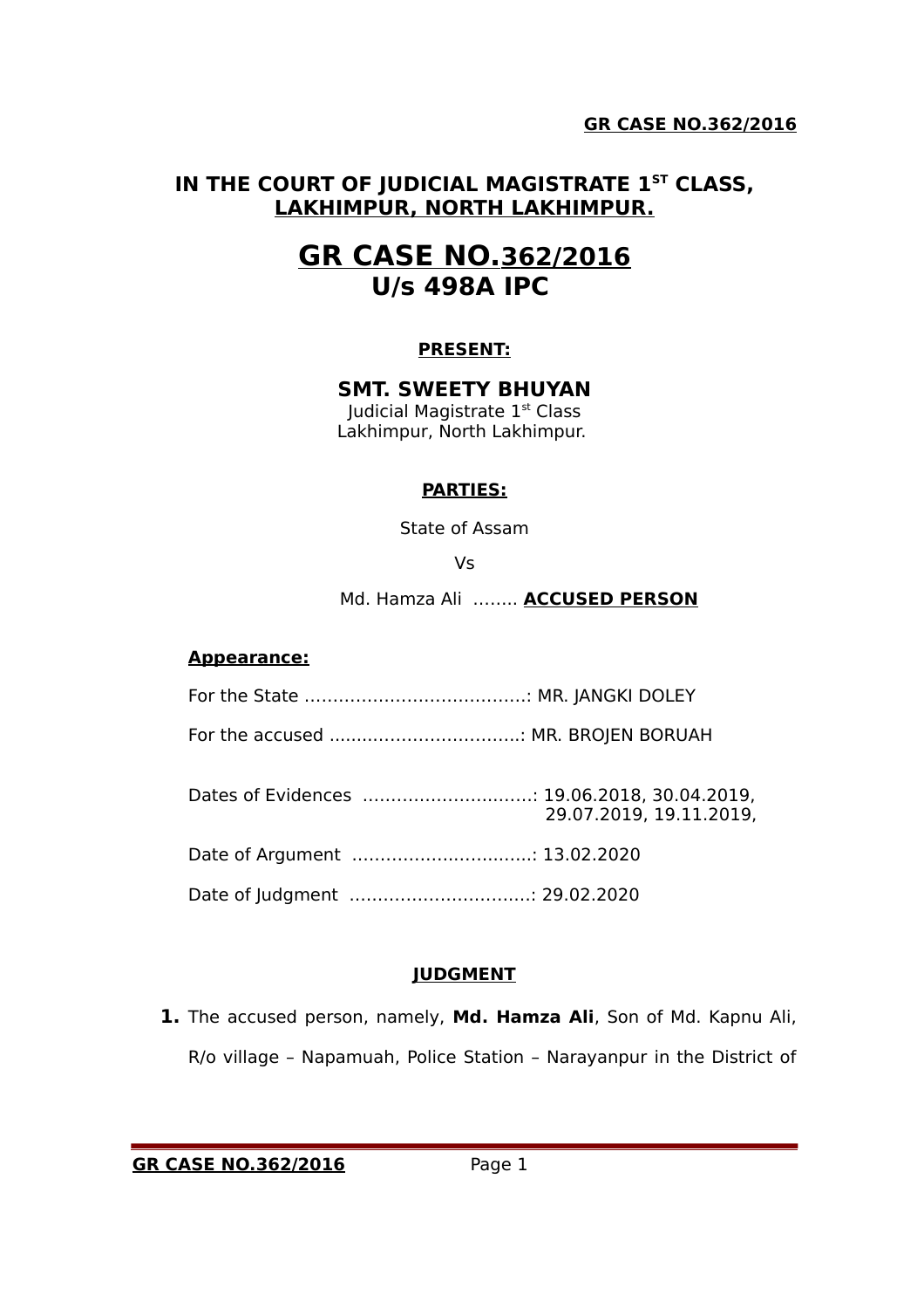# IN THE COURT OF JUDICIAL MAGISTRATE 1ST CLASS, LAKHIMPUR, NORTH LAKHIMPUR.

# GR CASE NO.362/2016
## U/s 498A IPC

**PRESENT:**

**SMT. SWEETY BHUYAN**
Judicial Magistrate 1st Class
Lakhimpur, North Lakhimpur.

**PARTIES:**

State of Assam

Vs

Md. Hamza Ali …….. **ACCUSED PERSON**

**Appearance:**

For the State ………………………………….: MR. JANGKI DOLEY

For the accused ……………………………..: MR. BROJEN BORUAH

Dates of Evidences …………………………: 19.06.2018, 30.04.2019, 29.07.2019, 19.11.2019,

Date of Argument …………………………..: 13.02.2020

Date of Judgment …………………………..: 29.02.2020

**JUDGMENT**

1. The accused person, namely, **Md. Hamza Ali**, Son of Md. Kapnu Ali, R/o village – Napamuah, Police Station – Narayanpur in the District of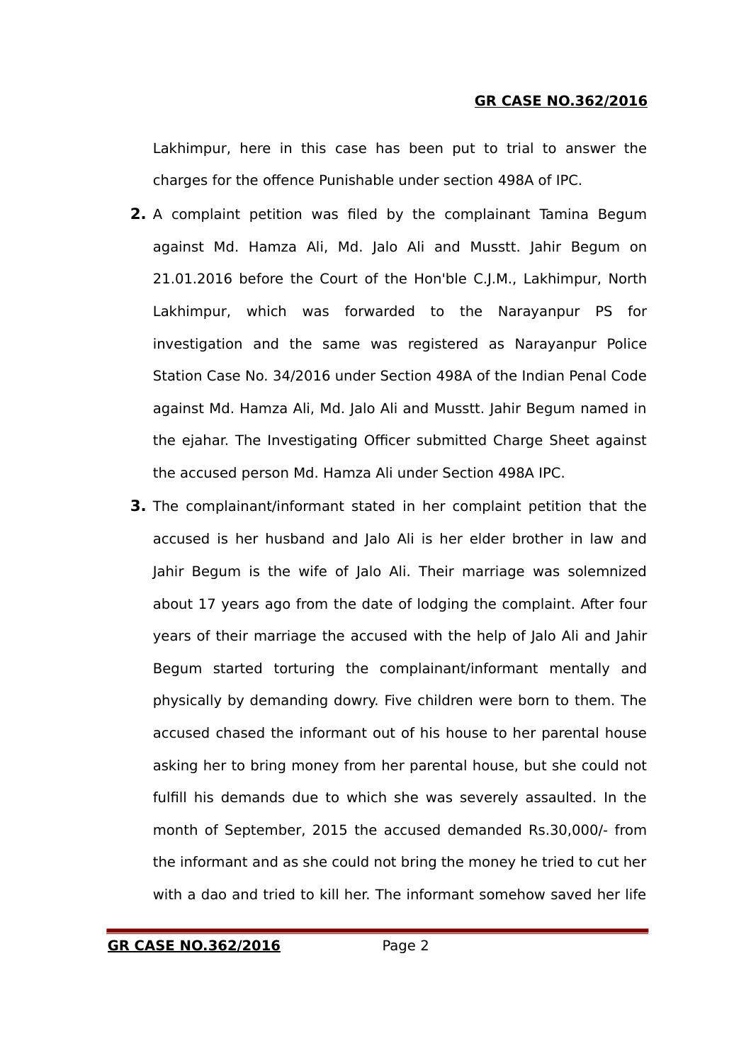Lakhimpur, here in this case has been put to trial to answer the charges for the offence Punishable under section 498A of IPC.

**2.** A complaint petition was filed by the complainant Tamina Begum against Md. Hamza Ali, Md. Jalo Ali and Musstt. Jahir Begum on 21.01.2016 before the Court of the Hon'ble C.J.M., Lakhimpur, North Lakhimpur, which was forwarded to the Narayanpur PS for investigation and the same was registered as Narayanpur Police Station Case No. 34/2016 under Section 498A of the Indian Penal Code against Md. Hamza Ali, Md. Jalo Ali and Musstt. Jahir Begum named in the ejahar. The Investigating Officer submitted Charge Sheet against the accused person Md. Hamza Ali under Section 498A IPC.

**3.** The complainant/informant stated in her complaint petition that the accused is her husband and Jalo Ali is her elder brother in law and Jahir Begum is the wife of Jalo Ali. Their marriage was solemnized about 17 years ago from the date of lodging the complaint. After four years of their marriage the accused with the help of Jalo Ali and Jahir Begum started torturing the complainant/informant mentally and physically by demanding dowry. Five children were born to them. The accused chased the informant out of his house to her parental house asking her to bring money from her parental house, but she could not fulfill his demands due to which she was severely assaulted. In the month of September, 2015 the accused demanded Rs.30,000/- from the informant and as she could not bring the money he tried to cut her with a dao and tried to kill her. The informant somehow saved her life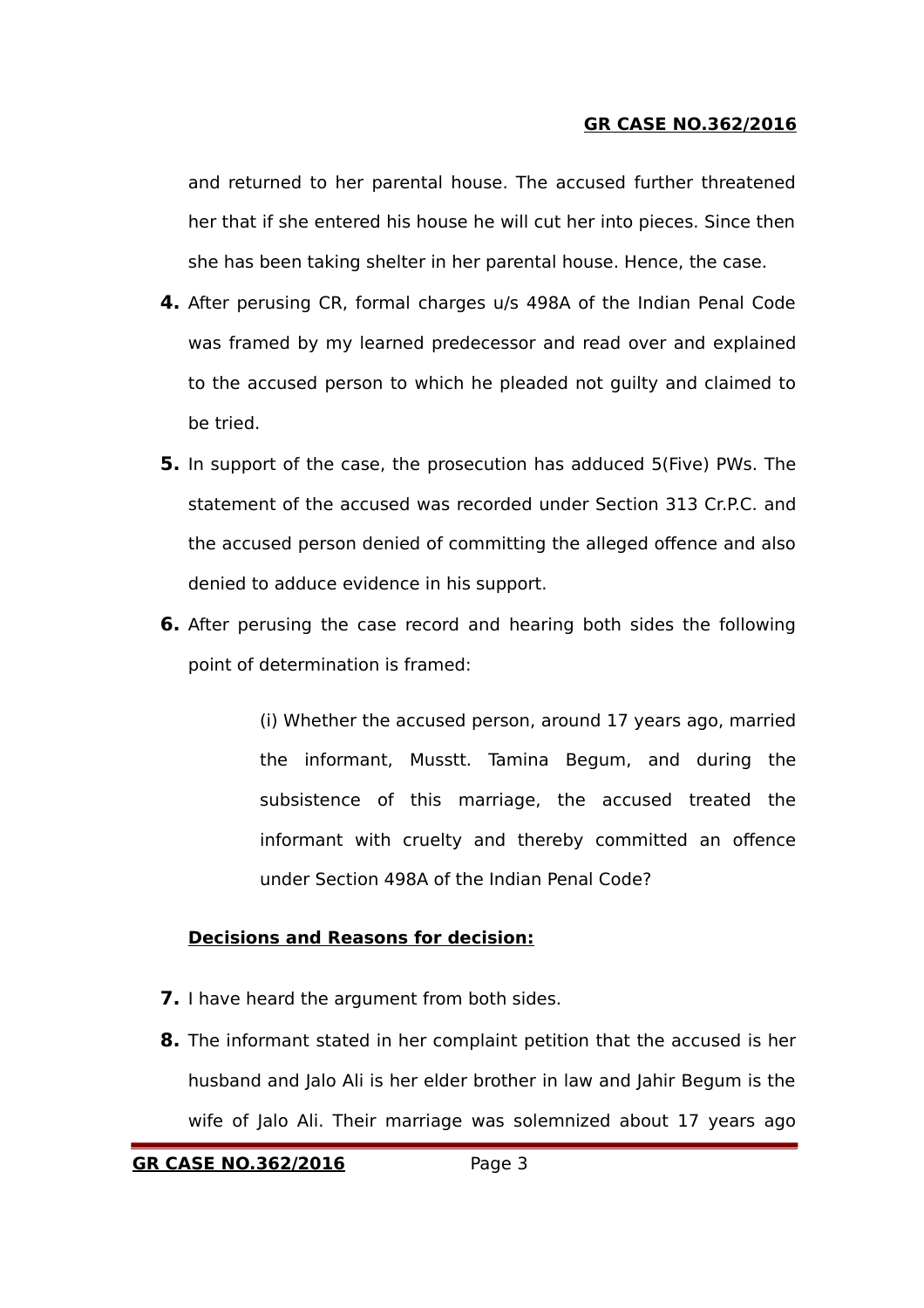and returned to her parental house. The accused further threatened her that if she entered his house he will cut her into pieces. Since then she has been taking shelter in her parental house. Hence, the case.

**4.** After perusing CR, formal charges u/s 498A of the Indian Penal Code was framed by my learned predecessor and read over and explained to the accused person to which he pleaded not guilty and claimed to be tried.

**5.** In support of the case, the prosecution has adduced 5(Five) PWs. The statement of the accused was recorded under Section 313 Cr.P.C. and the accused person denied of committing the alleged offence and also denied to adduce evidence in his support.

**6.** After perusing the case record and hearing both sides the following point of determination is framed:

> (i) Whether the accused person, around 17 years ago, married the informant, Musstt. Tamina Begum, and during the subsistence of this marriage, the accused treated the informant with cruelty and thereby committed an offence under Section 498A of the Indian Penal Code?

**<u>Decisions and Reasons for decision:</u>**

**7.** I have heard the argument from both sides.

**8.** The informant stated in her complaint petition that the accused is her husband and Jalo Ali is her elder brother in law and Jahir Begum is the wife of Jalo Ali. Their marriage was solemnized about 17 years ago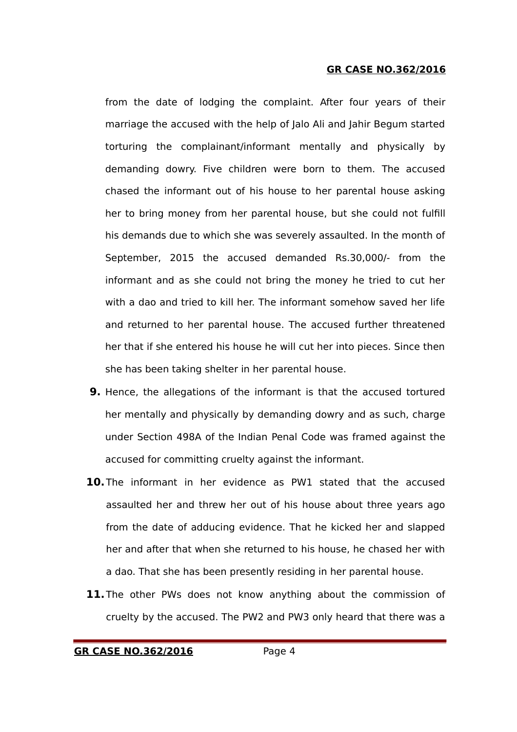from the date of lodging the complaint. After four years of their marriage the accused with the help of Jalo Ali and Jahir Begum started torturing the complainant/informant mentally and physically by demanding dowry. Five children were born to them. The accused chased the informant out of his house to her parental house asking her to bring money from her parental house, but she could not fulfill his demands due to which she was severely assaulted. In the month of September, 2015 the accused demanded Rs.30,000/- from the informant and as she could not bring the money he tried to cut her with a dao and tried to kill her. The informant somehow saved her life and returned to her parental house. The accused further threatened her that if she entered his house he will cut her into pieces. Since then she has been taking shelter in her parental house.

**9.** Hence, the allegations of the informant is that the accused tortured her mentally and physically by demanding dowry and as such, charge under Section 498A of the Indian Penal Code was framed against the accused for committing cruelty against the informant.

**10.** The informant in her evidence as PW1 stated that the accused assaulted her and threw her out of his house about three years ago from the date of adducing evidence. That he kicked her and slapped her and after that when she returned to his house, he chased her with a dao. That she has been presently residing in her parental house.

**11.** The other PWs does not know anything about the commission of cruelty by the accused. The PW2 and PW3 only heard that there was a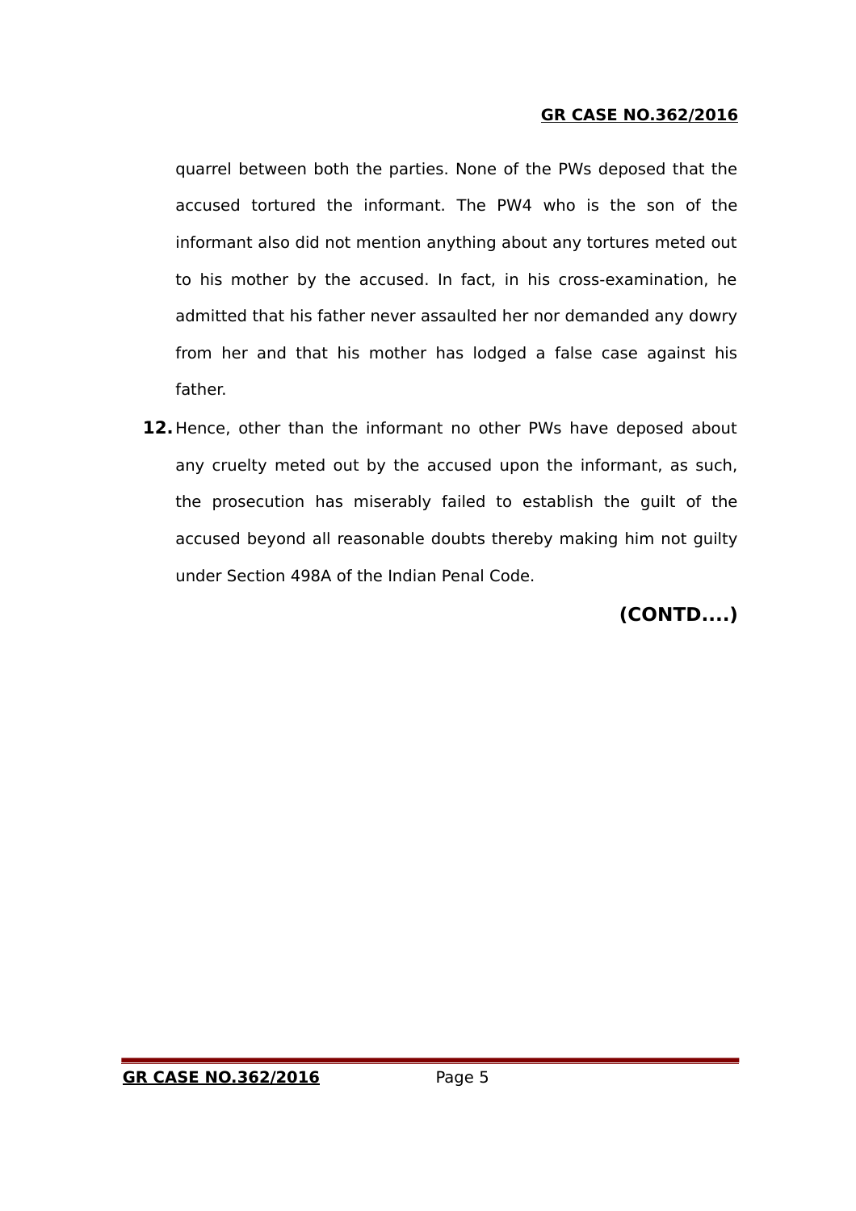quarrel between both the parties. None of the PWs deposed that the accused tortured the informant. The PW4 who is the son of the informant also did not mention anything about any tortures meted out to his mother by the accused. In fact, in his cross-examination, he admitted that his father never assaulted her nor demanded any dowry from her and that his mother has lodged a false case against his father.

**12.** Hence, other than the informant no other PWs have deposed about any cruelty meted out by the accused upon the informant, as such, the prosecution has miserably failed to establish the guilt of the accused beyond all reasonable doubts thereby making him not guilty under Section 498A of the Indian Penal Code.

**(CONTD....)**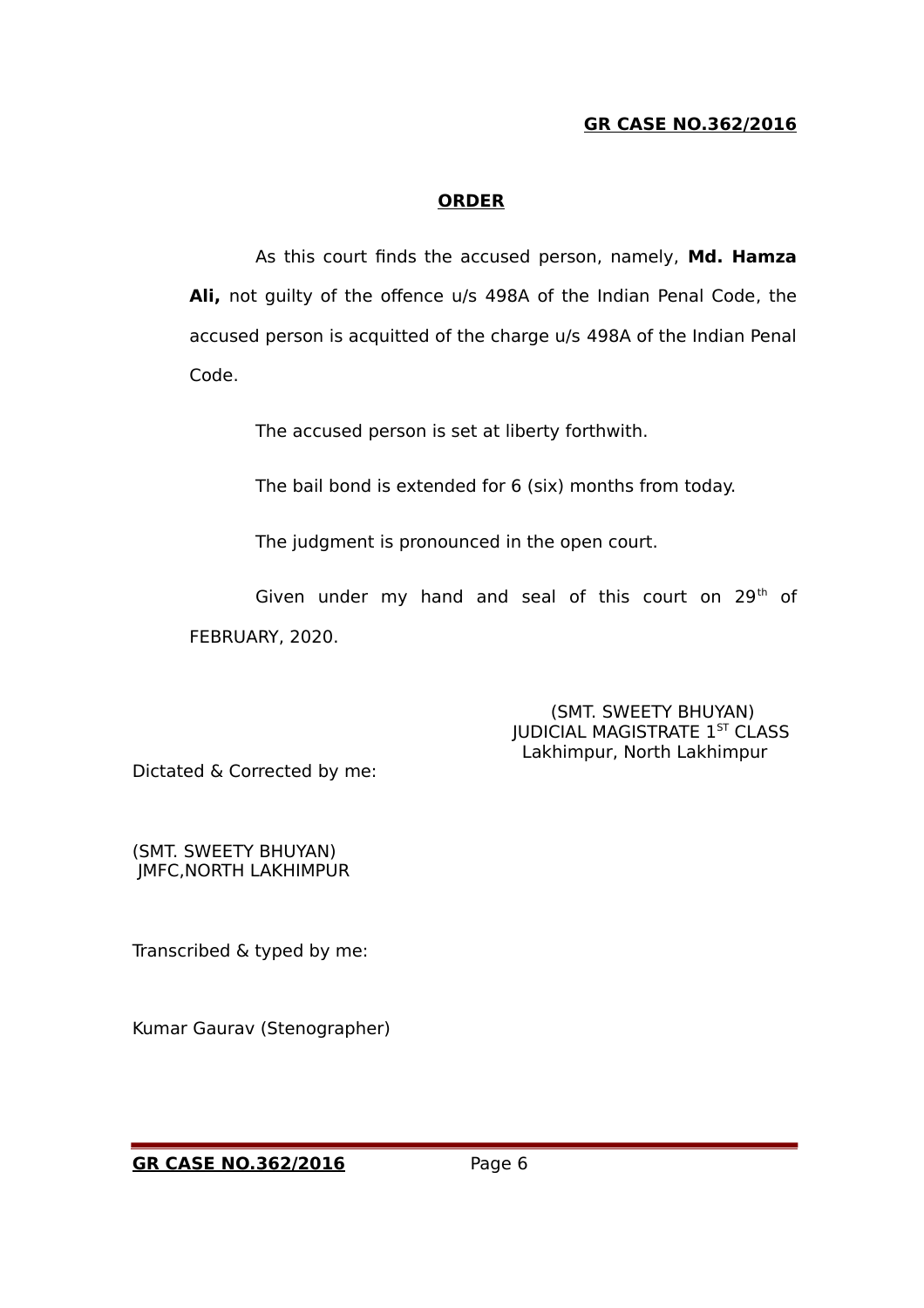**GR CASE NO.362/2016**

## ORDER

As this court finds the accused person, namely, **Md. Hamza Ali,** not guilty of the offence u/s 498A of the Indian Penal Code, the accused person is acquitted of the charge u/s 498A of the Indian Penal Code.

The accused person is set at liberty forthwith.

The bail bond is extended for 6 (six) months from today.

The judgment is pronounced in the open court.

Given under my hand and seal of this court on 29th of FEBRUARY, 2020.

(SMT. SWEETY BHUYAN)
JUDICIAL MAGISTRATE 1ST CLASS
Lakhimpur, North Lakhimpur

Dictated & Corrected by me:

(SMT. SWEETY BHUYAN)
JMFC,NORTH LAKHIMPUR

Transcribed & typed by me:

Kumar Gaurav (Stenographer)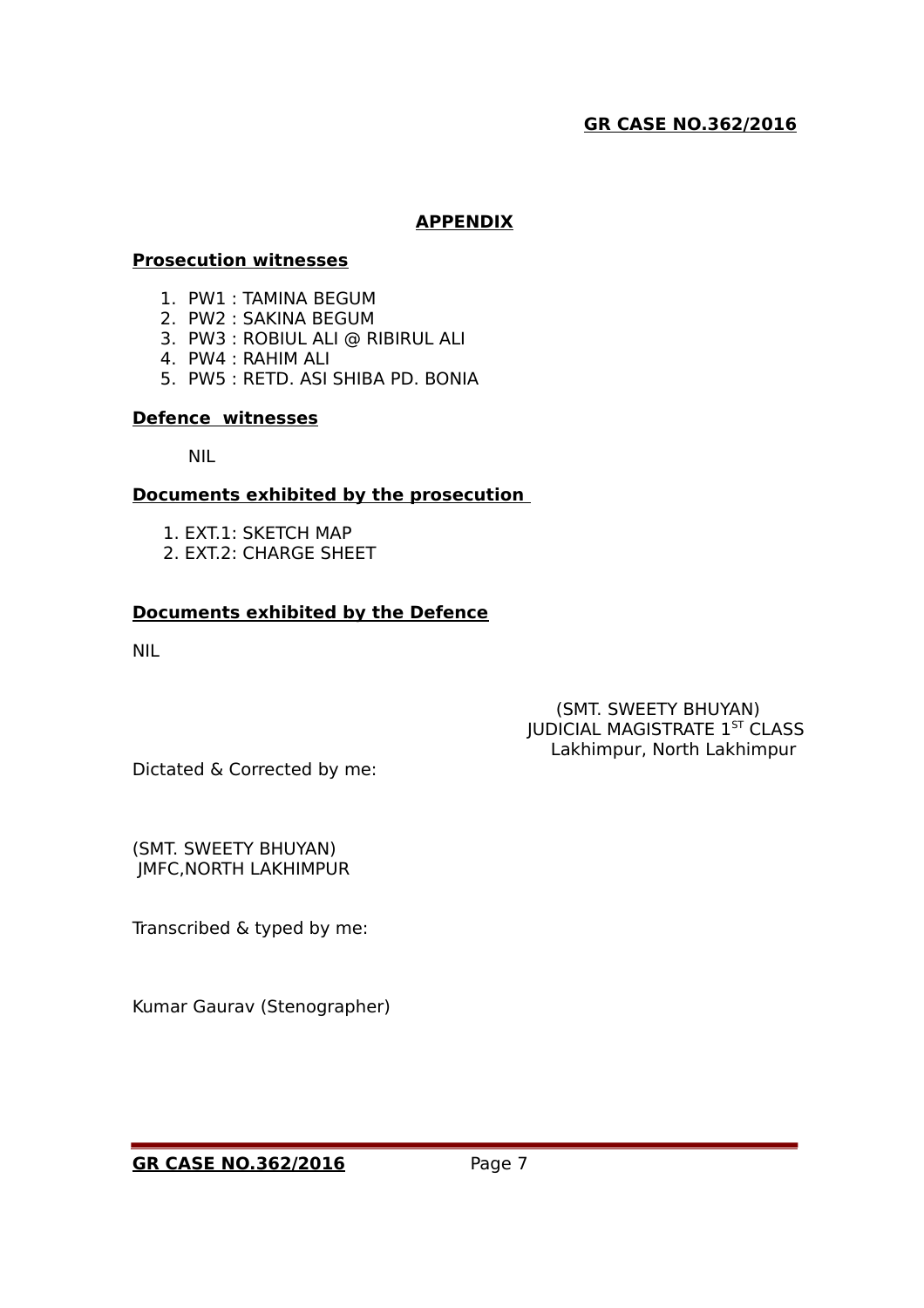## APPENDIX

**Prosecution witnesses**

1. PW1 : TAMINA BEGUM
2. PW2 : SAKINA BEGUM
3. PW3 : ROBIUL ALI @ RIBIRUL ALI
4. PW4 : RAHIM ALI
5. PW5 : RETD. ASI SHIBA PD. BONIA

**Defence witnesses**

NIL

**Documents exhibited by the prosecution**

1. EXT.1: SKETCH MAP
2. EXT.2: CHARGE SHEET

**Documents exhibited by the Defence**

NIL

(SMT. SWEETY BHUYAN)
JUDICIAL MAGISTRATE 1ST CLASS
Lakhimpur, North Lakhimpur

Dictated & Corrected by me:

(SMT. SWEETY BHUYAN)
JMFC,NORTH LAKHIMPUR

Transcribed & typed by me:

Kumar Gaurav (Stenographer)